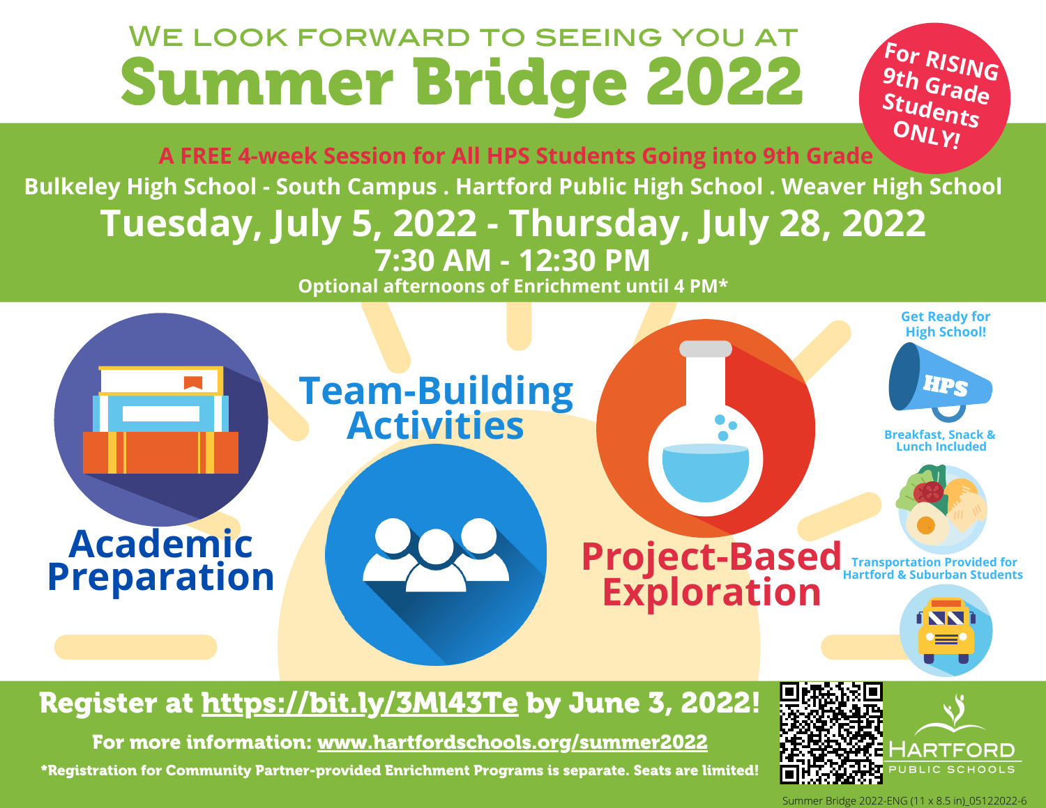We look forward to seeing you at

# Summer Bridge 2022

**For RISING 9th Grade Students ONLY!**

**A FREE 4-week Session for All HPS Students Going into 9th Grade**

**Bulkeley High School - South Campus . Hartford Public High School . Weaver High School**

## Tuesday, July 5, 2022 - Thursday, July 28, 2022

## 7:30 AM - 12:30 PM

**Optional afternoons of Enrichment until 4 PM***

**Academic Preparation**

**Team-Building Activities**

**Project-Based Exploration**

**Get Ready for High School!**

HPS

**Breakfast, Snack & Lunch Included**

**Transportation Provided for Hartford & Suburban Students**

**Register at https://bit.ly/3Ml43Te by June 3, 2022!**

**For more information: www.hartfordschools.org/summer2022**

**\*Registration for Community Partner-provided Enrichment Programs is separate. Seats are limited!**

HARTFORD PUBLIC SCHOOLS

Summer Bridge 2022-ENG (11 x 8.5 in)_05122022-6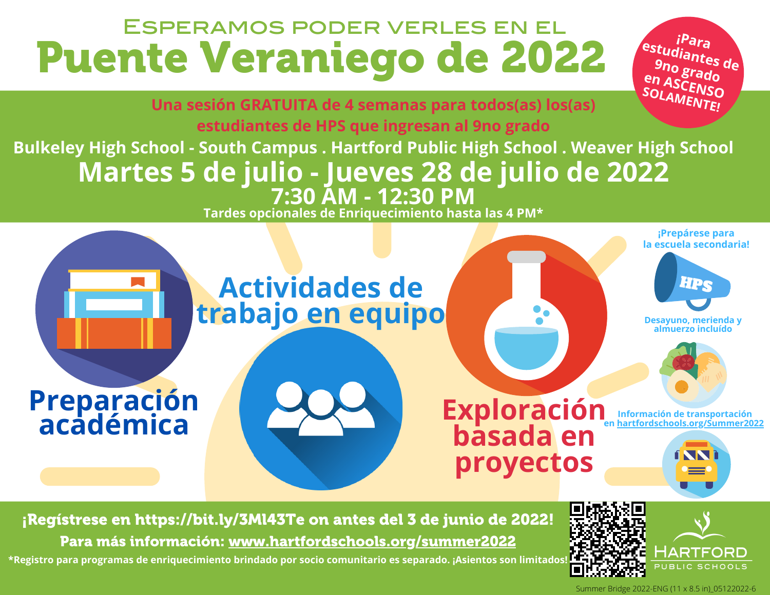# Esperamos poder verles en el

# Puente Veraniego de 2022

**¡Para estudiantes de 9no grado en ASCENSO SOLAMENTE!**

**Una sesión GRATUITA de 4 semanas para todos(as) los(as) estudiantes de HPS que ingresan al 9no grado**

**Bulkeley High School - South Campus . Hartford Public High School . Weaver High School**

## Martes 5 de julio - Jueves 28 de julio de 2022

## 7:30 AM - 12:30 PM

Tardes opcionales de Enriquecimiento hasta las 4 PM*

**Preparación académica**

**Actividades de trabajo en equipo**

**Exploración basada en proyectos**

¡Prepárese para la escuela secundaria!

HPS

Desayuno, merienda y almuerzo incluído

Información de transportación en hartfordschools.org/Summer2022

**¡Regístrese en https://bit.ly/3Ml43Te on antes del 3 de junio de 2022!**

**Para más información: www.hartfordschools.org/summer2022**

*Registro para programas de enriquecimiento brindado por socio comunitario es separado. ¡Asientos son limitados!

HARTFORD PUBLIC SCHOOLS

Summer Bridge 2022-ENG (11 x 8.5 in)_05122022-6